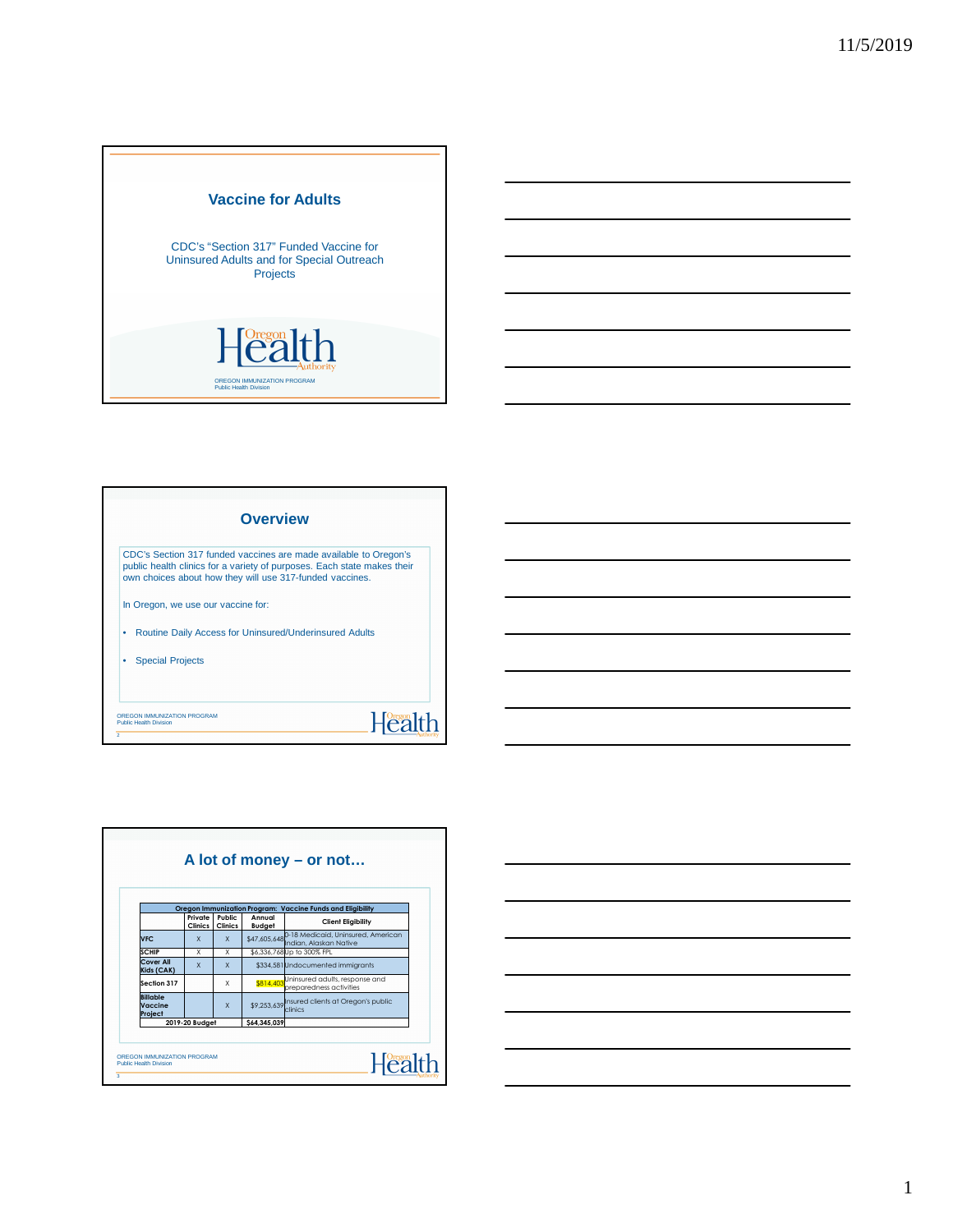# Vaccine for Adults

CDC's "Section 317" Funded Vaccine for Uninsured Adults and for Special Outreach Projects

OREGON IMMUNIZATION PROGRAM
Public Health Division

## Overview

CDC's Section 317 funded vaccines are made available to Oregon's public health clinics for a variety of purposes. Each state makes their own choices about how they will use 317-funded vaccines.

In Oregon, we use our vaccine for:

- Routine Daily Access for Uninsured/Underinsured Adults
- Special Projects

OREGON IMMUNIZATION PROGRAM
Public Health Division

## A lot of money – or not…

| Oregon Immunization Program: Vaccine Funds and Eligibility | | | | |
|---|---|---|---|---|
| | Private Clinics | Public Clinics | Annual Budget | Client Eligibility |
| VFC | X | X | $47,605,648 | 0-18 Medicaid, Uninsured, American Indian, Alaskan Native |
| SCHIP | X | X | $6,336,768 | Up to 300% FPL |
| Cover All Kids (CAK) | X | X | $334,581 | Undocumented immigrants |
| Section 317 | | X | $814,403 | Uninsured adults, response and preparedness activities |
| Billable Vaccine Project | | X | $9,253,639 | Insured clients at Oregon's public clinics |
| 2019-20 Budget | | | $64,345,039 | |

OREGON IMMUNIZATION PROGRAM
Public Health Division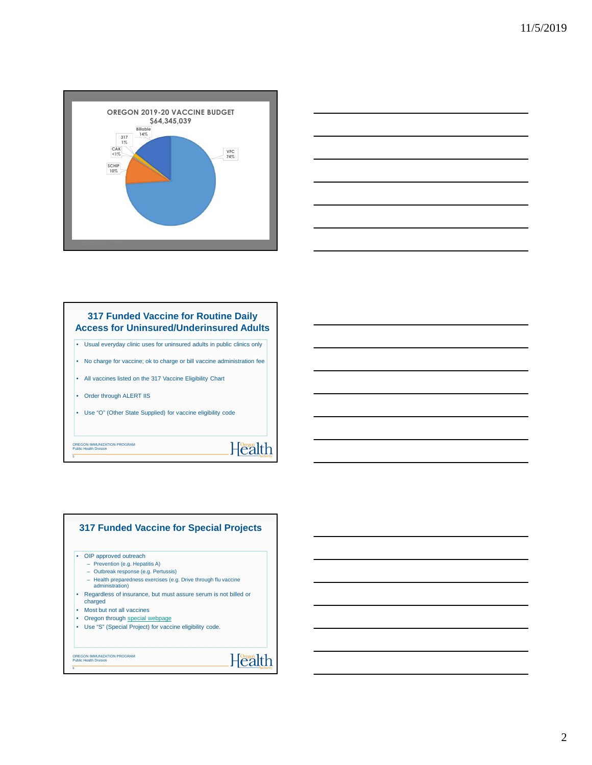## OREGON 2019-20 VACCINE BUDGET

**$64,345,039**

- Billable 14%
- 317 1%
- CAK <1%
- SCHIP 10%
- VFC 74%

## 317 Funded Vaccine for Routine Daily Access for Uninsured/Underinsured Adults

- Usual everyday clinic uses for uninsured adults in public clinics only
- No charge for vaccine; ok to charge or bill vaccine administration fee
- All vaccines listed on the 317 Vaccine Eligibility Chart
- Order through ALERT IIS
- Use "O" (Other State Supplied) for vaccine eligibility code

OREGON IMMUNIZATION PROGRAM
Public Health Division

## 317 Funded Vaccine for Special Projects

- OIP approved outreach
  - Prevention (e.g. Hepatitis A)
  - Outbreak response (e.g. Pertussis)
  - Health preparedness exercises (e.g. Drive through flu vaccine administration)
- Regardless of insurance, but must assure serum is not billed or charged
- Most but not all vaccines
- Oregon through special webpage
- Use "S" (Special Project) for vaccine eligibility code.

OREGON IMMUNIZATION PROGRAM
Public Health Division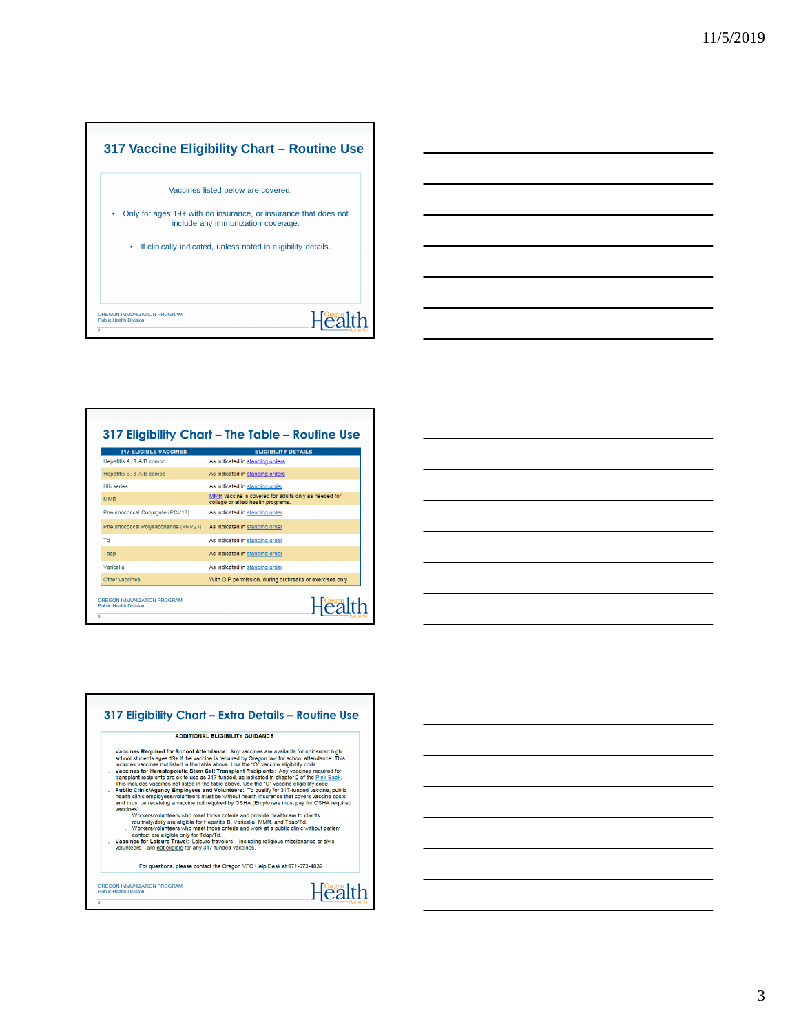## 317 Vaccine Eligibility Chart – Routine Use

Vaccines listed below are covered:

- Only for ages 19+ with no insurance, or insurance that does not include any immunization coverage.
  - If clinically indicated, unless noted in eligibility details.

OREGON IMMUNIZATION PROGRAM
Public Health Division

## 317 Eligibility Chart – The Table – Routine Use

| 317 ELIGIBLE VACCINES | ELIGIBILITY DETAILS |
|---|---|
| Hepatitis A, & A/B combo | As indicated in standing orders |
| Hepatitis B, & A/B combo | As indicated in standing orders |
| Hib series | As indicated in standing order |
| MMR | MMR vaccine is covered for adults only as needed for college or allied health programs. |
| Pneumococcal Conjugate (PCV13) | As indicated in standing order |
| Pneumococcal Polysaccharide (PPV23) | As indicated in standing order |
| Td | As indicated in standing order |
| Tdap | As indicated in standing order |
| Varicella | As indicated in standing order |
| Other vaccines | With OIP permission, during outbreaks or exercises only |

OREGON IMMUNIZATION PROGRAM
Public Health Division

## 317 Eligibility Chart – Extra Details – Routine Use

**ADDITIONAL ELIGIBILITY GUIDANCE**

- **Vaccines Required for School Attendance:** Any vaccines are available for uninsured high school students ages 19+ if the vaccine is required by Oregon law for school attendance. This includes vaccines not listed in the table above. Use the "O" vaccine eligibility code.
- **Vaccines for Hematopoietic Stem Cell Transplant Recipients:** Any vaccines required for transplant recipients are ok to use as 317-funded, as indicated in chapter 2 of the Pink Book. This includes vaccines not listed in the table above. Use the "O" vaccine eligibility code.
- **Public Clinic/Agency Employees and Volunteers:** To qualify for 317-funded vaccine, public health clinic employees/volunteers must be without health insurance that covers vaccine costs and must be receiving a vaccine not required by OSHA (Employers must pay for OSHA required vaccines).
  - Workers/volunteers who meet those criteria and provide healthcare to clients routinely/daily are eligible for Hepatitis B, Varicella, MMR, and Tdap/Td.
  - Workers/volunteers who meet those criteria and work at a public clinic without patient contact are eligible only for Tdap/Td.
- **Vaccines for Leisure Travel:** Leisure travelers – including religious missionaries or civic volunteers – are not eligible for any 317-funded vaccines.

For questions, please contact the Oregon VFC Help Desk at 971-673-4832

OREGON IMMUNIZATION PROGRAM
Public Health Division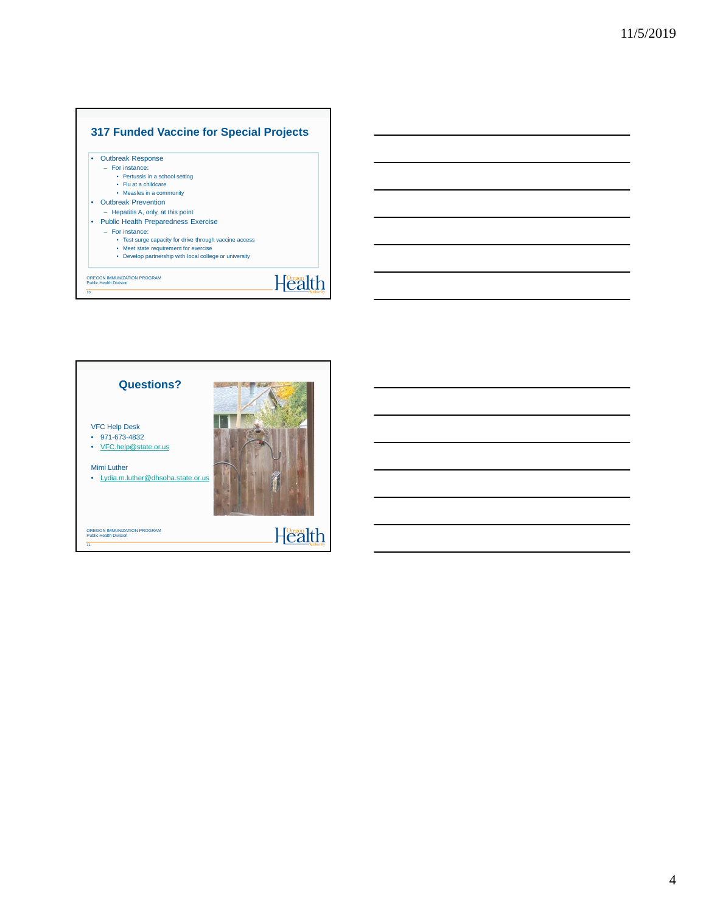## 317 Funded Vaccine for Special Projects

- Outbreak Response
  - For instance:
    - Pertussis in a school setting
    - Flu at a childcare
    - Measles in a community
- Outbreak Prevention
  - Hepatitis A, only, at this point
- Public Health Preparedness Exercise
  - For instance:
    - Test surge capacity for drive through vaccine access
    - Meet state requirement for exercise
    - Develop partnership with local college or university

OREGON IMMUNIZATION PROGRAM
Public Health Division

## Questions?

VFC Help Desk

- 971-673-4832
- VFC.help@state.or.us

Mimi Luther

- Lydia.m.luther@dhsoha.state.or.us

OREGON IMMUNIZATION PROGRAM
Public Health Division